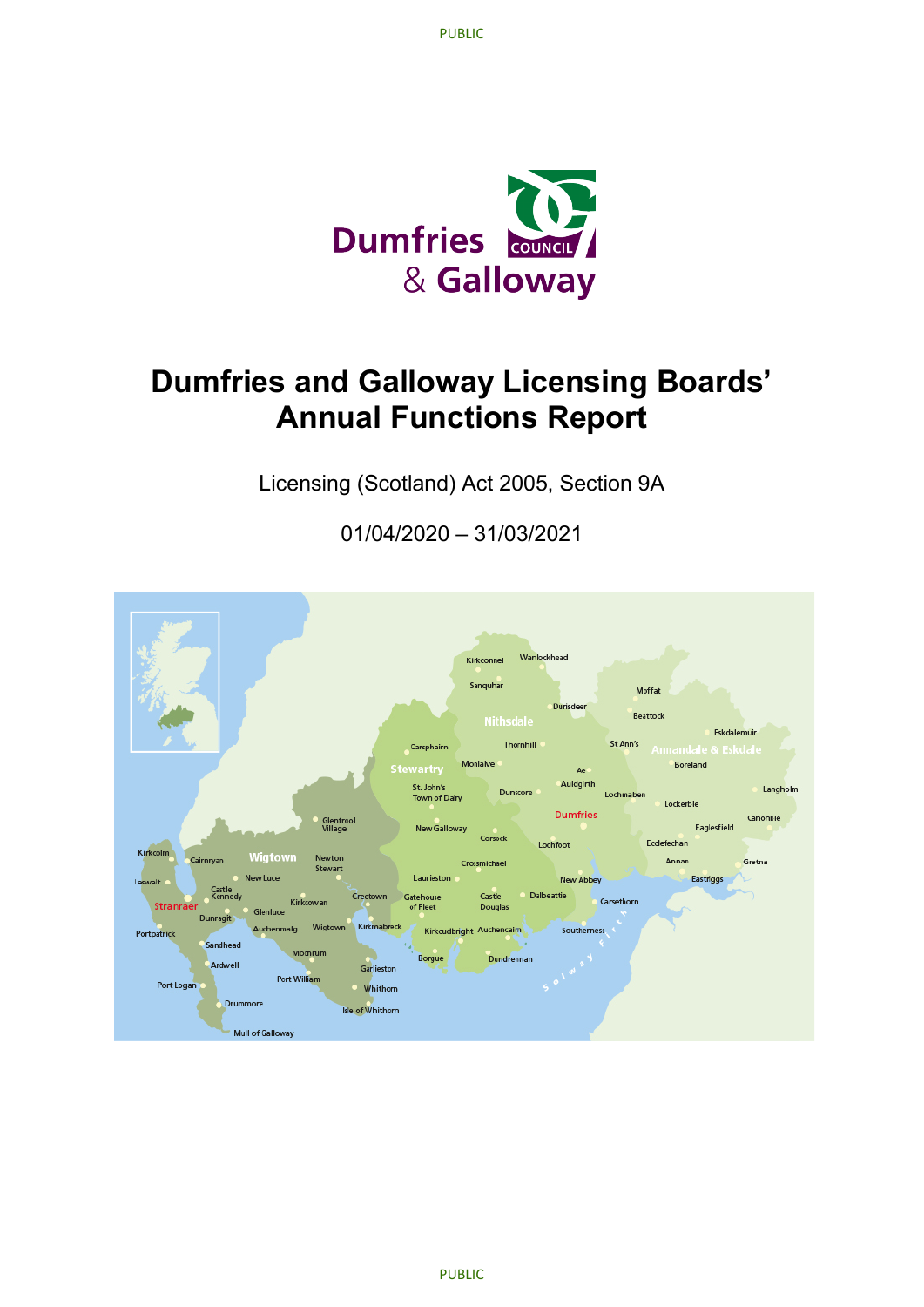# Dumfries and Galloway Licensing Boards' Annual Functions Report

Licensing (Scotland) Act 2005, Section 9A

01/04/2020 – 31/03/2021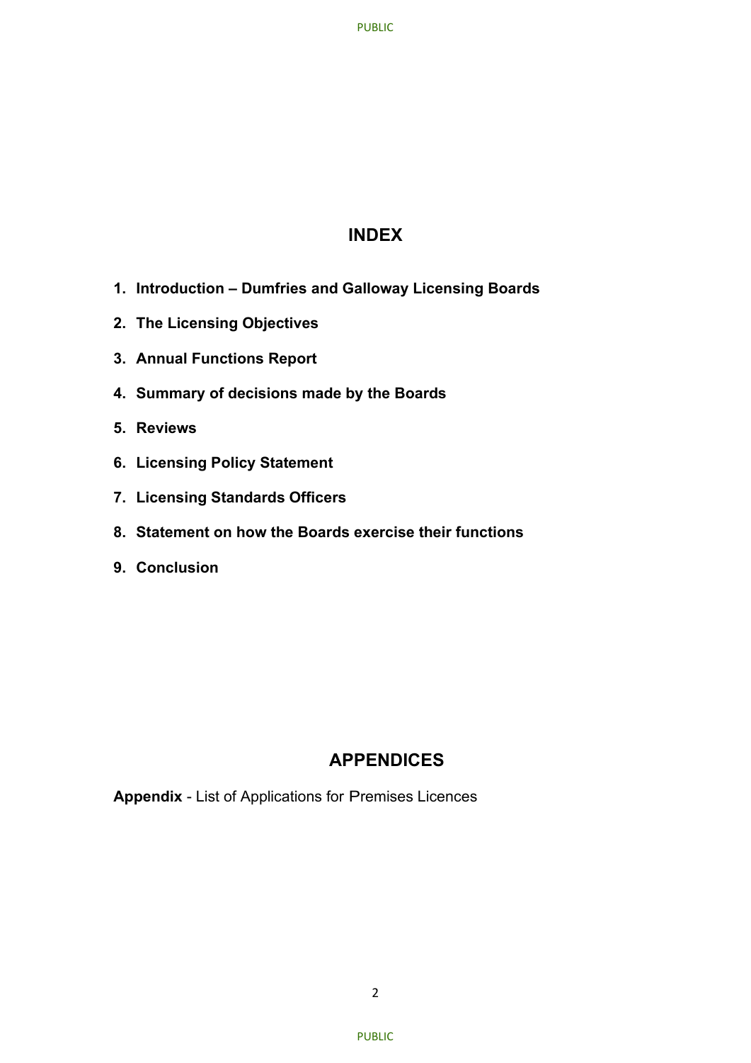## INDEX

1. **Introduction – Dumfries and Galloway Licensing Boards**
2. **The Licensing Objectives**
3. **Annual Functions Report**
4. **Summary of decisions made by the Boards**
5. **Reviews**
6. **Licensing Policy Statement**
7. **Licensing Standards Officers**
8. **Statement on how the Boards exercise their functions**
9. **Conclusion**

## APPENDICES

**Appendix** - List of Applications for Premises Licences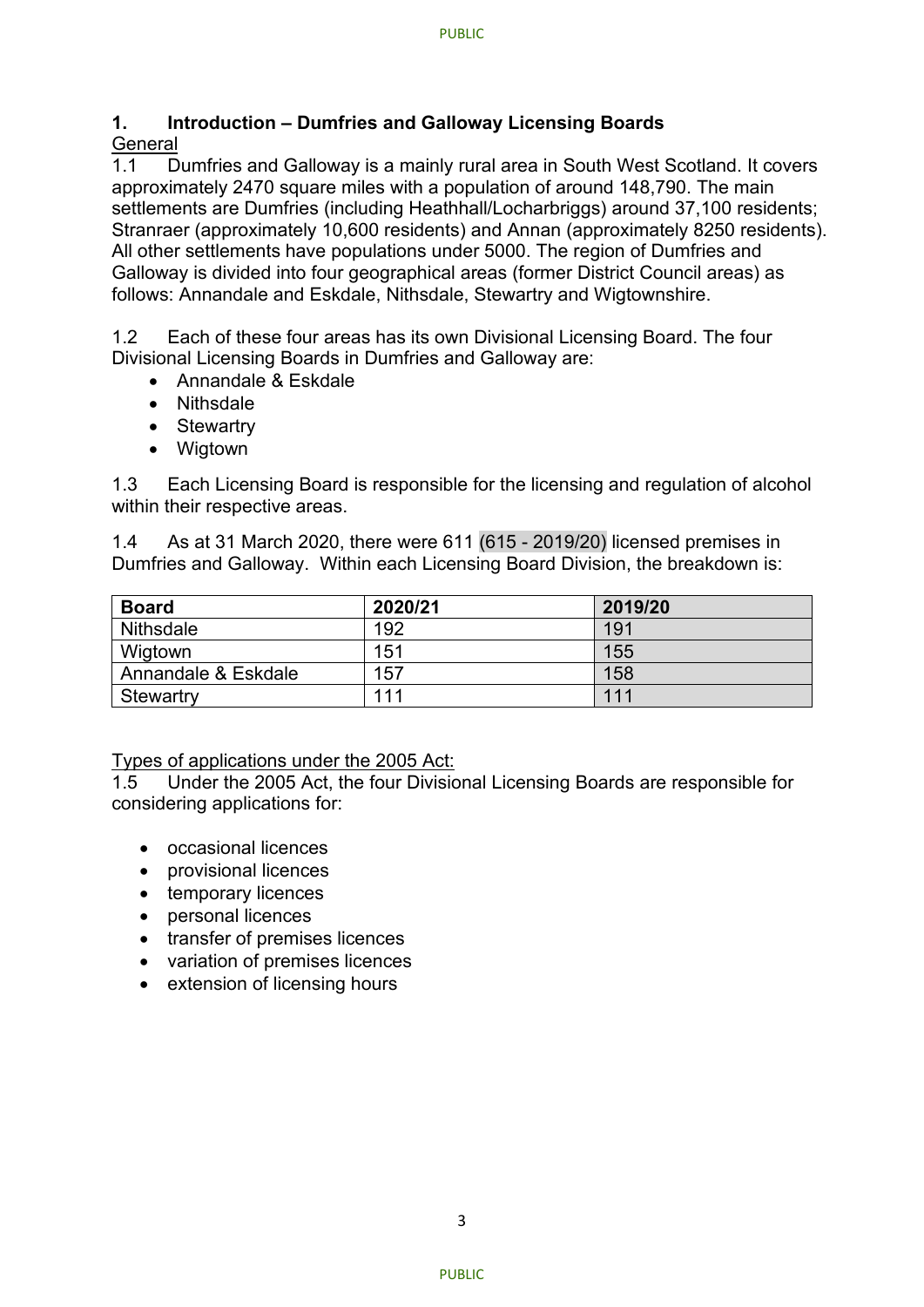## 1. Introduction – Dumfries and Galloway Licensing Boards

General

1.1 Dumfries and Galloway is a mainly rural area in South West Scotland. It covers approximately 2470 square miles with a population of around 148,790. The main settlements are Dumfries (including Heathhall/Locharbriggs) around 37,100 residents; Stranraer (approximately 10,600 residents) and Annan (approximately 8250 residents). All other settlements have populations under 5000. The region of Dumfries and Galloway is divided into four geographical areas (former District Council areas) as follows: Annandale and Eskdale, Nithsdale, Stewartry and Wigtownshire.

1.2 Each of these four areas has its own Divisional Licensing Board. The four Divisional Licensing Boards in Dumfries and Galloway are:

- Annandale & Eskdale
- Nithsdale
- Stewartry
- Wigtown

1.3 Each Licensing Board is responsible for the licensing and regulation of alcohol within their respective areas.

1.4 As at 31 March 2020, there were 611 (615 - 2019/20) licensed premises in Dumfries and Galloway. Within each Licensing Board Division, the breakdown is:

| Board | 2020/21 | 2019/20 |
|---|---|---|
| Nithsdale | 192 | 191 |
| Wigtown | 151 | 155 |
| Annandale & Eskdale | 157 | 158 |
| Stewartry | 111 | 111 |

Types of applications under the 2005 Act:

1.5 Under the 2005 Act, the four Divisional Licensing Boards are responsible for considering applications for:

- occasional licences
- provisional licences
- temporary licences
- personal licences
- transfer of premises licences
- variation of premises licences
- extension of licensing hours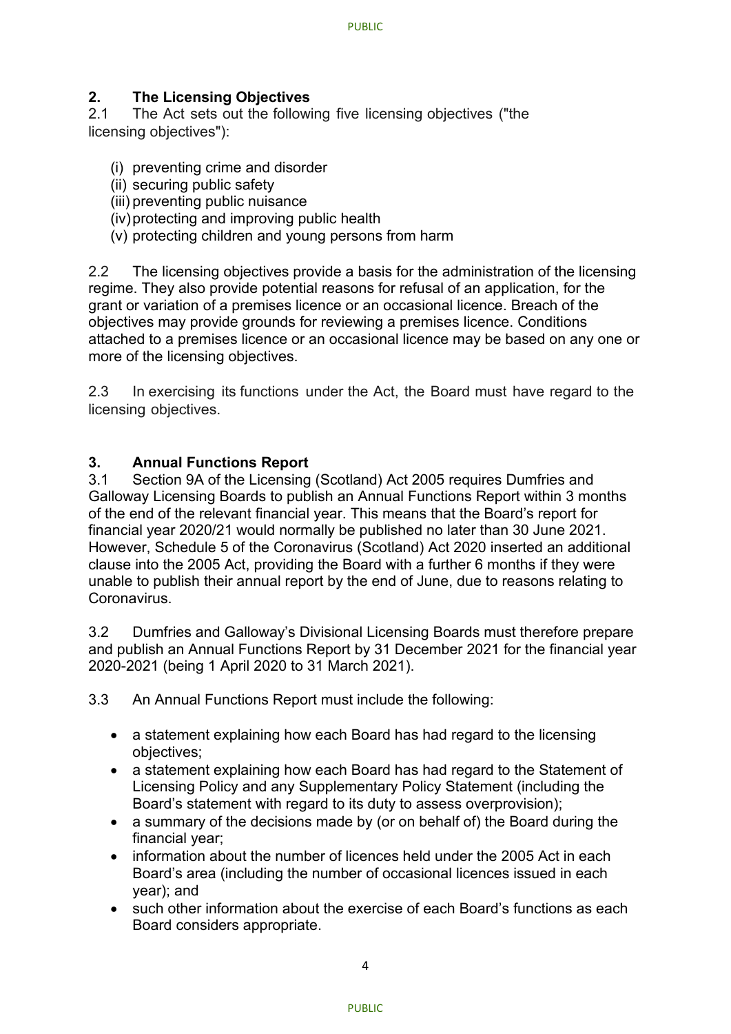## 2. The Licensing Objectives

2.1 The Act sets out the following five licensing objectives ("the licensing objectives"):

(i) preventing crime and disorder
(ii) securing public safety
(iii) preventing public nuisance
(iv) protecting and improving public health
(v) protecting children and young persons from harm

2.2 The licensing objectives provide a basis for the administration of the licensing regime. They also provide potential reasons for refusal of an application, for the grant or variation of a premises licence or an occasional licence. Breach of the objectives may provide grounds for reviewing a premises licence. Conditions attached to a premises licence or an occasional licence may be based on any one or more of the licensing objectives.

2.3 In exercising its functions under the Act, the Board must have regard to the licensing objectives.

## 3. Annual Functions Report

3.1 Section 9A of the Licensing (Scotland) Act 2005 requires Dumfries and Galloway Licensing Boards to publish an Annual Functions Report within 3 months of the end of the relevant financial year. This means that the Board's report for financial year 2020/21 would normally be published no later than 30 June 2021. However, Schedule 5 of the Coronavirus (Scotland) Act 2020 inserted an additional clause into the 2005 Act, providing the Board with a further 6 months if they were unable to publish their annual report by the end of June, due to reasons relating to Coronavirus.

3.2 Dumfries and Galloway's Divisional Licensing Boards must therefore prepare and publish an Annual Functions Report by 31 December 2021 for the financial year 2020-2021 (being 1 April 2020 to 31 March 2021).

3.3 An Annual Functions Report must include the following:

- a statement explaining how each Board has had regard to the licensing objectives;
- a statement explaining how each Board has had regard to the Statement of Licensing Policy and any Supplementary Policy Statement (including the Board's statement with regard to its duty to assess overprovision);
- a summary of the decisions made by (or on behalf of) the Board during the financial year;
- information about the number of licences held under the 2005 Act in each Board's area (including the number of occasional licences issued in each year); and
- such other information about the exercise of each Board's functions as each Board considers appropriate.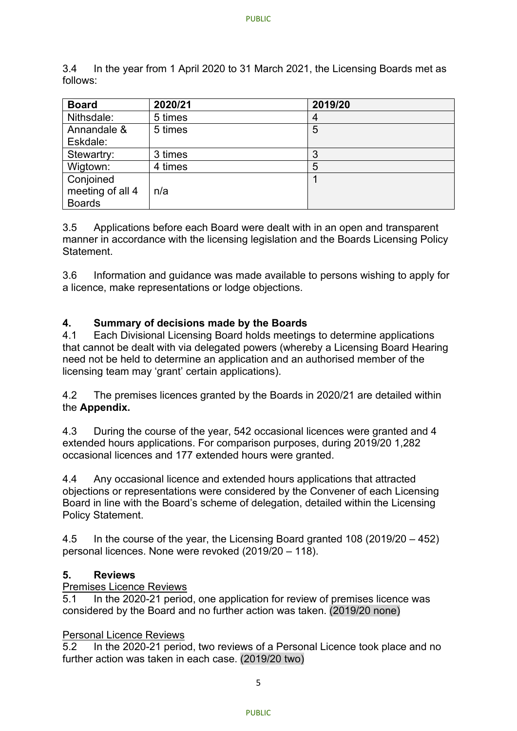3.4 In the year from 1 April 2020 to 31 March 2021, the Licensing Boards met as follows:

| Board | 2020/21 | 2019/20 |
| --- | --- | --- |
| Nithsdale: | 5 times | 4 |
| Annandale & Eskdale: | 5 times | 5 |
| Stewartry: | 3 times | 3 |
| Wigtown: | 4 times | 5 |
| Conjoined meeting of all 4 Boards | n/a | 1 |

3.5 Applications before each Board were dealt with in an open and transparent manner in accordance with the licensing legislation and the Boards Licensing Policy Statement.

3.6 Information and guidance was made available to persons wishing to apply for a licence, make representations or lodge objections.

## 4. Summary of decisions made by the Boards

4.1 Each Divisional Licensing Board holds meetings to determine applications that cannot be dealt with via delegated powers (whereby a Licensing Board Hearing need not be held to determine an application and an authorised member of the licensing team may 'grant' certain applications).

4.2 The premises licences granted by the Boards in 2020/21 are detailed within the **Appendix.**

4.3 During the course of the year, 542 occasional licences were granted and 4 extended hours applications. For comparison purposes, during 2019/20 1,282 occasional licences and 177 extended hours were granted.

4.4 Any occasional licence and extended hours applications that attracted objections or representations were considered by the Convener of each Licensing Board in line with the Board's scheme of delegation, detailed within the Licensing Policy Statement.

4.5 In the course of the year, the Licensing Board granted 108 (2019/20 – 452) personal licences. None were revoked (2019/20 – 118).

## 5. Reviews

Premises Licence Reviews

5.1 In the 2020-21 period, one application for review of premises licence was considered by the Board and no further action was taken. (2019/20 none)

Personal Licence Reviews

5.2 In the 2020-21 period, two reviews of a Personal Licence took place and no further action was taken in each case. (2019/20 two)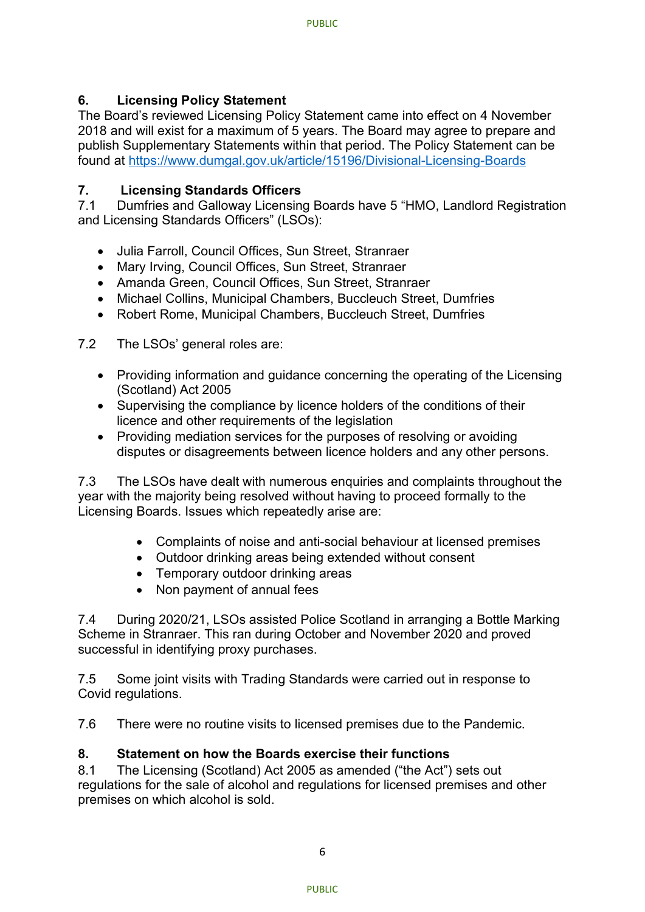## 6. Licensing Policy Statement

The Board's reviewed Licensing Policy Statement came into effect on 4 November 2018 and will exist for a maximum of 5 years. The Board may agree to prepare and publish Supplementary Statements within that period. The Policy Statement can be found at https://www.dumgal.gov.uk/article/15196/Divisional-Licensing-Boards

## 7. Licensing Standards Officers

7.1 Dumfries and Galloway Licensing Boards have 5 "HMO, Landlord Registration and Licensing Standards Officers" (LSOs):

- Julia Farroll, Council Offices, Sun Street, Stranraer
- Mary Irving, Council Offices, Sun Street, Stranraer
- Amanda Green, Council Offices, Sun Street, Stranraer
- Michael Collins, Municipal Chambers, Buccleuch Street, Dumfries
- Robert Rome, Municipal Chambers, Buccleuch Street, Dumfries

7.2 The LSOs' general roles are:

- Providing information and guidance concerning the operating of the Licensing (Scotland) Act 2005
- Supervising the compliance by licence holders of the conditions of their licence and other requirements of the legislation
- Providing mediation services for the purposes of resolving or avoiding disputes or disagreements between licence holders and any other persons.

7.3 The LSOs have dealt with numerous enquiries and complaints throughout the year with the majority being resolved without having to proceed formally to the Licensing Boards. Issues which repeatedly arise are:

- Complaints of noise and anti-social behaviour at licensed premises
- Outdoor drinking areas being extended without consent
- Temporary outdoor drinking areas
- Non payment of annual fees

7.4 During 2020/21, LSOs assisted Police Scotland in arranging a Bottle Marking Scheme in Stranraer. This ran during October and November 2020 and proved successful in identifying proxy purchases.

7.5 Some joint visits with Trading Standards were carried out in response to Covid regulations.

7.6 There were no routine visits to licensed premises due to the Pandemic.

## 8. Statement on how the Boards exercise their functions

8.1 The Licensing (Scotland) Act 2005 as amended ("the Act") sets out regulations for the sale of alcohol and regulations for licensed premises and other premises on which alcohol is sold.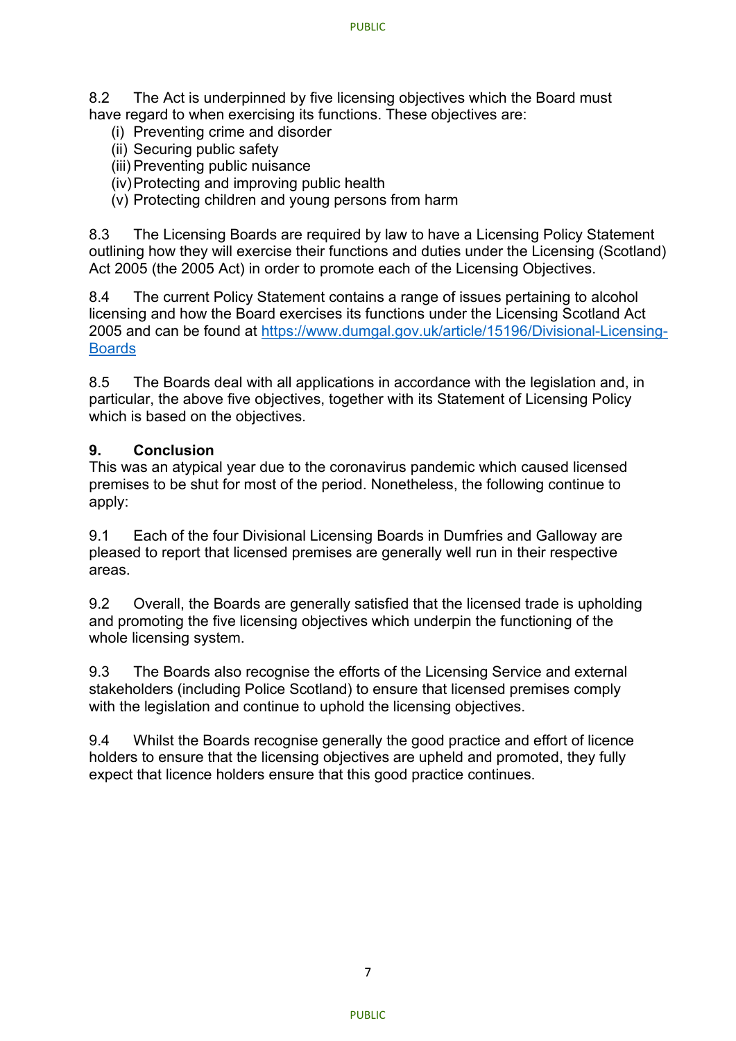8.2 The Act is underpinned by five licensing objectives which the Board must have regard to when exercising its functions. These objectives are:

(i) Preventing crime and disorder
(ii) Securing public safety
(iii) Preventing public nuisance
(iv) Protecting and improving public health
(v) Protecting children and young persons from harm

8.3 The Licensing Boards are required by law to have a Licensing Policy Statement outlining how they will exercise their functions and duties under the Licensing (Scotland) Act 2005 (the 2005 Act) in order to promote each of the Licensing Objectives.

8.4 The current Policy Statement contains a range of issues pertaining to alcohol licensing and how the Board exercises its functions under the Licensing Scotland Act 2005 and can be found at [https://www.dumgal.gov.uk/article/15196/Divisional-Licensing-Boards](https://www.dumgal.gov.uk/article/15196/Divisional-Licensing-Boards)

8.5 The Boards deal with all applications in accordance with the legislation and, in particular, the above five objectives, together with its Statement of Licensing Policy which is based on the objectives.

## 9. Conclusion

This was an atypical year due to the coronavirus pandemic which caused licensed premises to be shut for most of the period. Nonetheless, the following continue to apply:

9.1 Each of the four Divisional Licensing Boards in Dumfries and Galloway are pleased to report that licensed premises are generally well run in their respective areas.

9.2 Overall, the Boards are generally satisfied that the licensed trade is upholding and promoting the five licensing objectives which underpin the functioning of the whole licensing system.

9.3 The Boards also recognise the efforts of the Licensing Service and external stakeholders (including Police Scotland) to ensure that licensed premises comply with the legislation and continue to uphold the licensing objectives.

9.4 Whilst the Boards recognise generally the good practice and effort of licence holders to ensure that the licensing objectives are upheld and promoted, they fully expect that licence holders ensure that this good practice continues.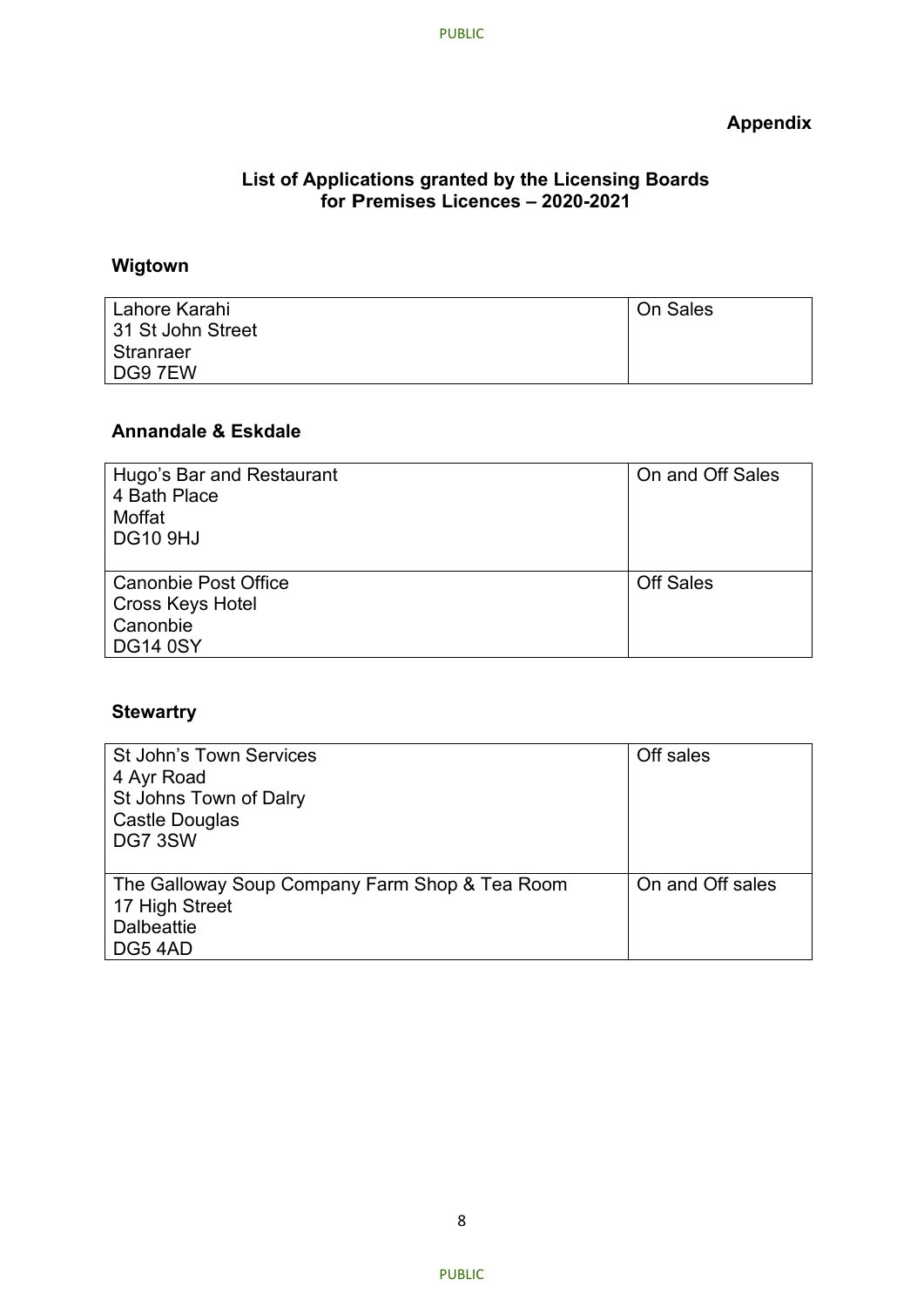**Appendix**

## List of Applications granted by the Licensing Boards for Premises Licences – 2020-2021

### Wigtown

| | |
|---|---|
| Lahore Karahi<br>31 St John Street<br>Stranraer<br>DG9 7EW | On Sales |

### Annandale & Eskdale

| | |
|---|---|
| Hugo's Bar and Restaurant<br>4 Bath Place<br>Moffat<br>DG10 9HJ | On and Off Sales |
| Canonbie Post Office<br>Cross Keys Hotel<br>Canonbie<br>DG14 0SY | Off Sales |

### Stewartry

| | |
|---|---|
| St John's Town Services<br>4 Ayr Road<br>St Johns Town of Dalry<br>Castle Douglas<br>DG7 3SW | Off sales |
| The Galloway Soup Company Farm Shop & Tea Room<br>17 High Street<br>Dalbeattie<br>DG5 4AD | On and Off sales |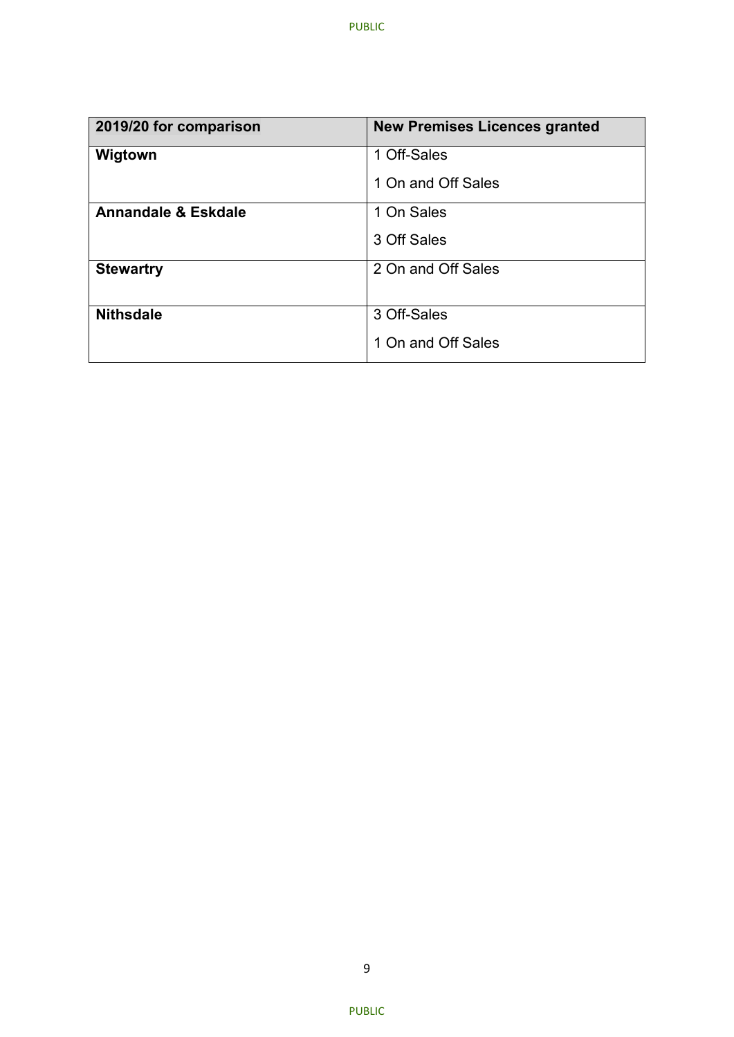| 2019/20 for comparison | New Premises Licences granted |
|---|---|
| **Wigtown** | 1 Off-Sales<br>1 On and Off Sales |
| **Annandale & Eskdale** | 1 On Sales<br>3 Off Sales |
| **Stewartry** | 2 On and Off Sales |
| **Nithsdale** | 3 Off-Sales<br>1 On and Off Sales |